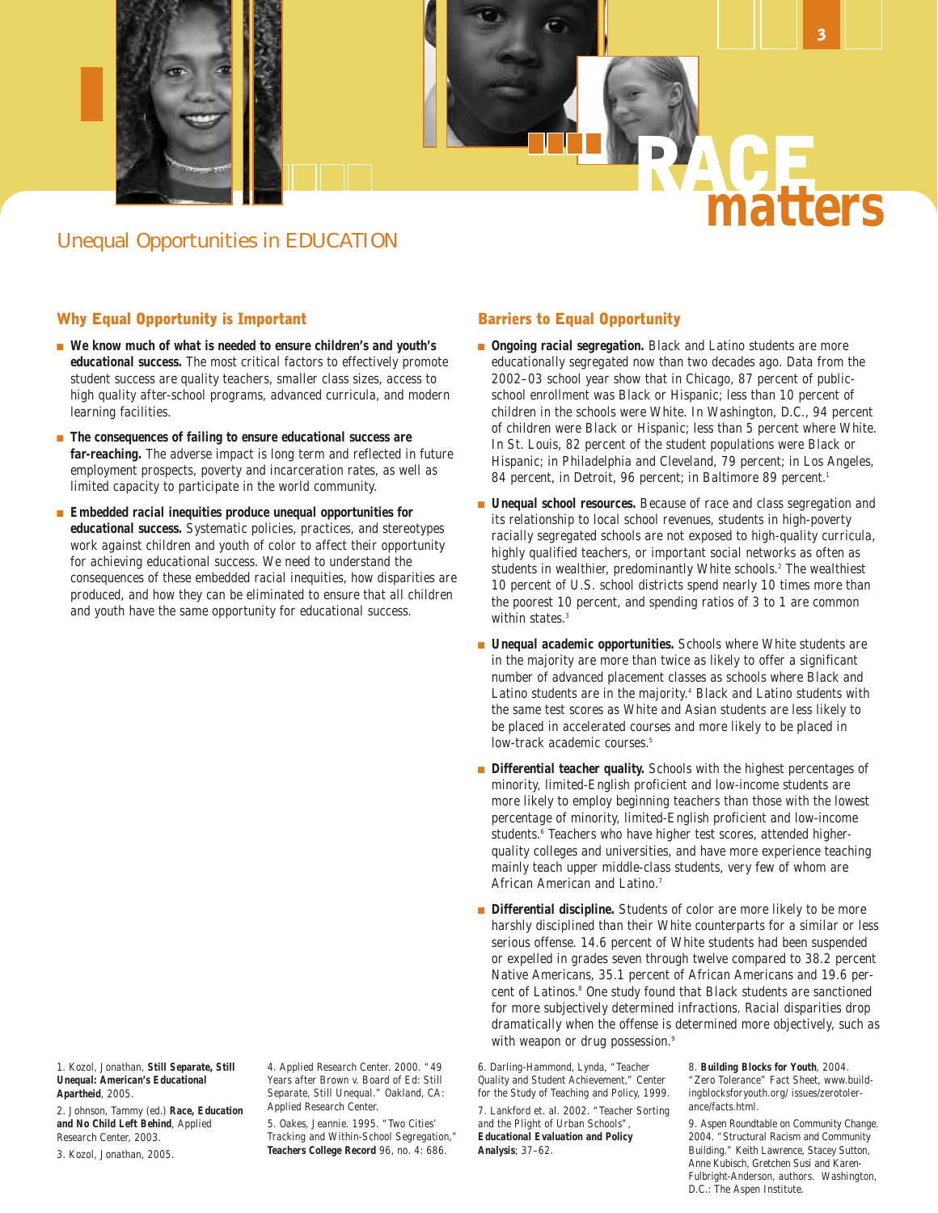# RACE matters

## Unequal Opportunities in EDUCATION

### Why Equal Opportunity is Important

- **We know much of what is needed to ensure children's and youth's educational success.** The most critical factors to effectively promote student success are quality teachers, smaller class sizes, access to high quality after-school programs, advanced curricula, and modern learning facilities.
- **The consequences of failing to ensure educational success are far-reaching.** The adverse impact is long term and reflected in future employment prospects, poverty and incarceration rates, as well as limited capacity to participate in the world community.
- **Embedded racial inequities produce unequal opportunities for educational success.** Systematic policies, practices, and stereotypes work against children and youth of color to affect their opportunity for achieving educational success. We need to understand the consequences of these embedded racial inequities, how disparities are produced, and how they can be eliminated to ensure that all children and youth have the same opportunity for educational success.

### Barriers to Equal Opportunity

- **Ongoing racial segregation.** Black and Latino students are more educationally segregated now than two decades ago. Data from the 2002–03 school year show that in Chicago, 87 percent of public-school enrollment was Black or Hispanic; less than 10 percent of children in the schools were White. In Washington, D.C., 94 percent of children were Black or Hispanic; less than 5 percent where White. In St. Louis, 82 percent of the student populations were Black or Hispanic; in Philadelphia and Cleveland, 79 percent; in Los Angeles, 84 percent, in Detroit, 96 percent; in Baltimore 89 percent.[1]
- **Unequal school resources.** Because of race and class segregation and its relationship to local school revenues, students in high-poverty racially segregated schools are not exposed to high-quality curricula, highly qualified teachers, or important social networks as often as students in wealthier, predominantly White schools.[2] The wealthiest 10 percent of U.S. school districts spend nearly 10 times more than the poorest 10 percent, and spending ratios of 3 to 1 are common within states.[3]
- **Unequal academic opportunities.** Schools where White students are in the majority are more than twice as likely to offer a significant number of advanced placement classes as schools where Black and Latino students are in the majority.[4] Black and Latino students with the same test scores as White and Asian students are less likely to be placed in accelerated courses and more likely to be placed in low-track academic courses.[5]
- **Differential teacher quality.** Schools with the highest percentages of minority, limited-English proficient and low-income students are more likely to employ beginning teachers than those with the lowest percentage of minority, limited-English proficient and low-income students.[6] Teachers who have higher test scores, attended higher-quality colleges and universities, and have more experience teaching mainly teach upper middle-class students, very few of whom are African American and Latino.[7]
- **Differential discipline.** Students of color are more likely to be more harshly disciplined than their White counterparts for a similar or less serious offense. 14.6 percent of White students had been suspended or expelled in grades seven through twelve compared to 38.2 percent Native Americans, 35.1 percent of African Americans and 19.6 percent of Latinos.[8] One study found that Black students are sanctioned for more subjectively determined infractions. Racial disparities drop dramatically when the offense is determined more objectively, such as with weapon or drug possession.[9]

---

1. Kozol, Jonathan, **Still Separate, Still Unequal: American's Educational Apartheid**, 2005.
2. Johnson, Tammy (ed.) **Race, Education and No Child Left Behind**, Applied Research Center, 2003.
3. Kozol, Jonathan, 2005.
4. Applied Research Center. 2000. "49 Years after Brown v. Board of Ed: Still Separate, Still Unequal." Oakland, CA: Applied Research Center.
5. Oakes, Jeannie. 1995. "Two Cities' Tracking and Within-School Segregation," **Teachers College Record** 96, no. 4: 686.
6. Darling-Hammond, Lynda, "Teacher Quality and Student Achievement," Center for the Study of Teaching and Policy, 1999.
7. Lankford et. al. 2002. "Teacher Sorting and the Plight of Urban Schools", **Educational Evaluation and Policy Analysis**; 37–62.
8. **Building Blocks for Youth**, 2004. "Zero Tolerance" Fact Sheet, www.buildingblocksforyouth.org/ issues/zerotolerance/facts.html.
9. Aspen Roundtable on Community Change. 2004. "Structural Racism and Community Building." Keith Lawrence, Stacey Sutton, Anne Kubisch, Gretchen Susi and Karen-Fulbright-Anderson, authors. Washington, D.C.: The Aspen Institute.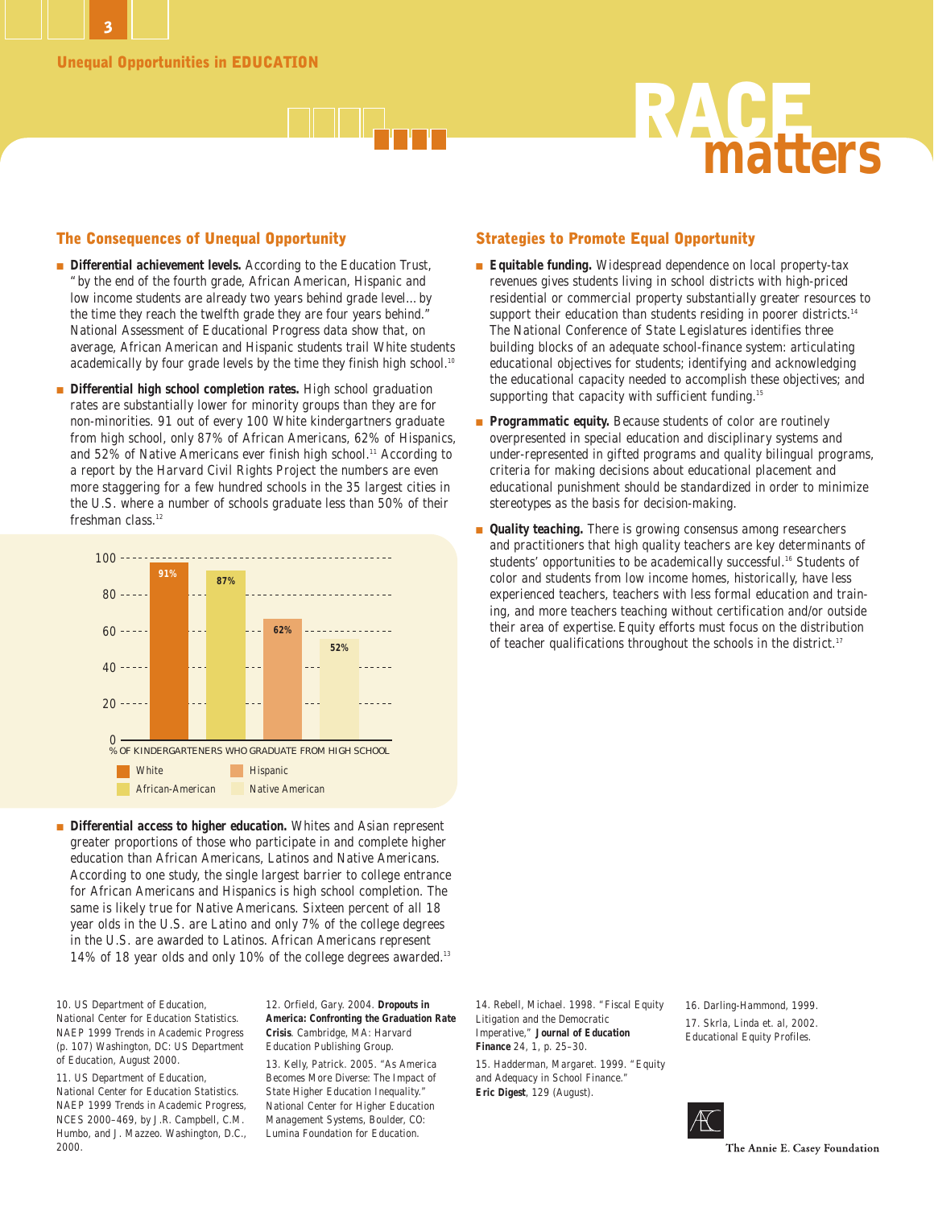## Unequal Opportunities in EDUCATION

# RACE matters

### The Consequences of Unequal Opportunity

- **Differential achievement levels.** According to the Education Trust, "by the end of the fourth grade, African American, Hispanic and low income students are already two years behind grade level…by the time they reach the twelfth grade they are four years behind." National Assessment of Educational Progress data show that, on average, African American and Hispanic students trail White students academically by four grade levels by the time they finish high school.[10]

- **Differential high school completion rates.** High school graduation rates are substantially lower for minority groups than they are for non-minorities. 91 out of every 100 White kindergartners graduate from high school, only 87% of African Americans, 62% of Hispanics, and 52% of Native Americans ever finish high school.[11] According to a report by the Harvard Civil Rights Project the numbers are even more staggering for a few hundred schools in the 35 largest cities in the U.S. where a number of schools graduate less than 50% of their freshman class.[12]

100
80
60
40
20
0
91%
87%
62%
52%
% OF KINDERGARTENERS WHO GRADUATE FROM HIGH SCHOOL
White
African-American
Hispanic
Native American

- **Differential access to higher education.** Whites and Asian represent greater proportions of those who participate in and complete higher education than African Americans, Latinos and Native Americans. According to one study, the single largest barrier to college entrance for African Americans and Hispanics is high school completion. The same is likely true for Native Americans. Sixteen percent of all 18 year olds in the U.S. are Latino and only 7% of the college degrees in the U.S. are awarded to Latinos. African Americans represent 14% of 18 year olds and only 10% of the college degrees awarded.[13]

### Strategies to Promote Equal Opportunity

- **Equitable funding.** Widespread dependence on local property-tax revenues gives students living in school districts with high-priced residential or commercial property substantially greater resources to support their education than students residing in poorer districts.[14] The National Conference of State Legislatures identifies three building blocks of an adequate school-finance system: articulating educational objectives for students; identifying and acknowledging the educational capacity needed to accomplish these objectives; and supporting that capacity with sufficient funding.[15]

- **Programmatic equity.** Because students of color are routinely overpresented in special education and disciplinary systems and under-represented in gifted programs and quality bilingual programs, criteria for making decisions about educational placement and educational punishment should be standardized in order to minimize stereotypes as the basis for decision-making.

- **Quality teaching.** There is growing consensus among researchers and practitioners that high quality teachers are key determinants of students' opportunities to be academically successful.[16] Students of color and students from low income homes, historically, have less experienced teachers, teachers with less formal education and training, and more teachers teaching without certification and/or outside their area of expertise. Equity efforts must focus on the distribution of teacher qualifications throughout the schools in the district.[17]

10. US Department of Education, National Center for Education Statistics. NAEP 1999 Trends in Academic Progress (p. 107) Washington, DC: US Department of Education, August 2000.

11. US Department of Education, National Center for Education Statistics. NAEP 1999 Trends in Academic Progress, NCES 2000–469, by J.R. Campbell, C.M. Humbo, and J. Mazzeo. Washington, D.C., 2000.

12. Orfield, Gary. 2004. **Dropouts in America: Confronting the Graduation Rate Crisis**. Cambridge, MA: Harvard Education Publishing Group.

13. Kelly, Patrick. 2005. "As America Becomes More Diverse: The Impact of State Higher Education Inequality." National Center for Higher Education Management Systems, Boulder, CO: Lumina Foundation for Education.

14. Rebell, Michael. 1998. "Fiscal Equity Litigation and the Democratic Imperative," **Journal of Education Finance** 24, 1, p. 25–30.

15. Hadderman, Margaret. 1999. "Equity and Adequacy in School Finance." **Eric Digest**, 129 (August).

16. Darling-Hammond, 1999.

17. Skrla, Linda et. al, 2002. Educational Equity Profiles.

The Annie E. Casey Foundation